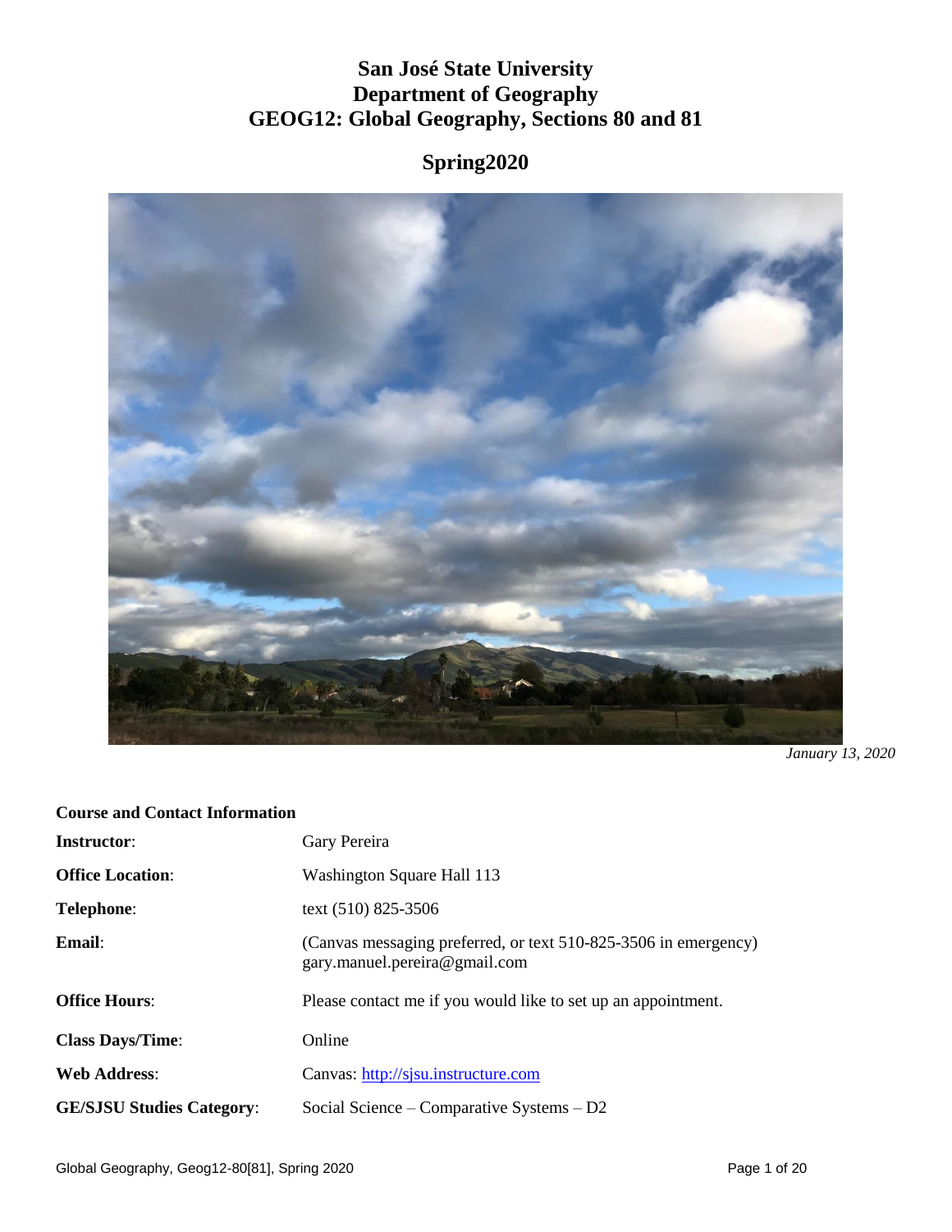# San José State University
# Department of Geography
# GEOG12: Global Geography, Sections 80 and 81

## Spring2020

*January 13, 2020*

**Course and Contact Information**

| | |
|---|---|
| **Instructor**: | Gary Pereira |
| **Office Location**: | Washington Square Hall 113 |
| **Telephone**: | text (510) 825-3506 |
| **Email**: | (Canvas messaging preferred, or text 510-825-3506 in emergency) gary.manuel.pereira@gmail.com |
| **Office Hours**: | Please contact me if you would like to set up an appointment. |
| **Class Days/Time**: | Online |
| **Web Address**: | Canvas: [http://sjsu.instructure.com](http://sjsu.instructure.com) |
| **GE/SJSU Studies Category**: | Social Science – Comparative Systems – D2 |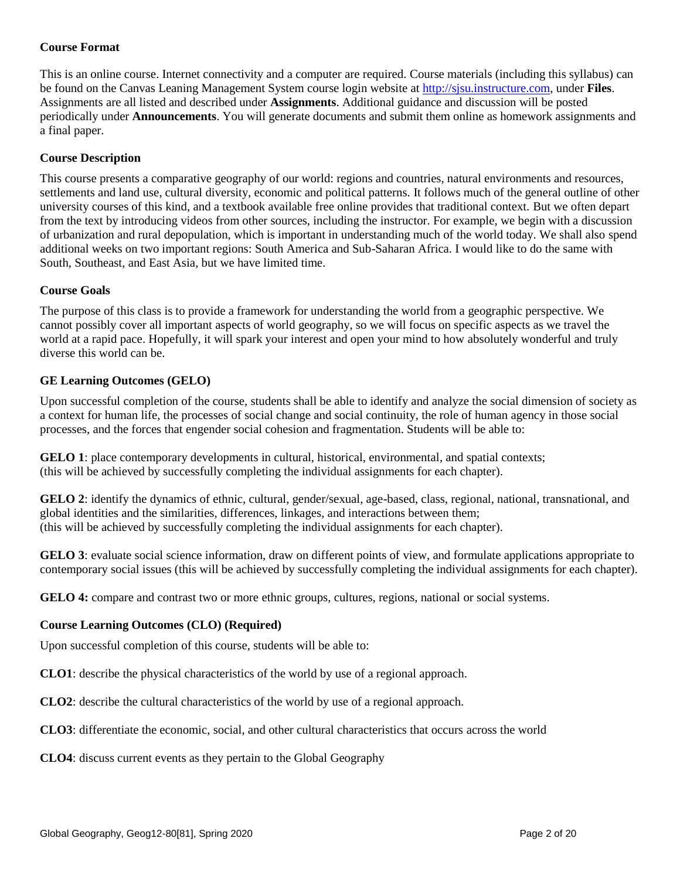### Course Format

This is an online course. Internet connectivity and a computer are required. Course materials (including this syllabus) can be found on the Canvas Leaning Management System course login website at [http://sjsu.instructure.com](http://sjsu.instructure.com), under **Files**. Assignments are all listed and described under **Assignments**. Additional guidance and discussion will be posted periodically under **Announcements**. You will generate documents and submit them online as homework assignments and a final paper.

### Course Description

This course presents a comparative geography of our world: regions and countries, natural environments and resources, settlements and land use, cultural diversity, economic and political patterns. It follows much of the general outline of other university courses of this kind, and a textbook available free online provides that traditional context. But we often depart from the text by introducing videos from other sources, including the instructor. For example, we begin with a discussion of urbanization and rural depopulation, which is important in understanding much of the world today. We shall also spend additional weeks on two important regions: South America and Sub-Saharan Africa. I would like to do the same with South, Southeast, and East Asia, but we have limited time.

### Course Goals

The purpose of this class is to provide a framework for understanding the world from a geographic perspective. We cannot possibly cover all important aspects of world geography, so we will focus on specific aspects as we travel the world at a rapid pace. Hopefully, it will spark your interest and open your mind to how absolutely wonderful and truly diverse this world can be.

### GE Learning Outcomes (GELO)

Upon successful completion of the course, students shall be able to identify and analyze the social dimension of society as a context for human life, the processes of social change and social continuity, the role of human agency in those social processes, and the forces that engender social cohesion and fragmentation. Students will be able to:

**GELO 1**: place contemporary developments in cultural, historical, environmental, and spatial contexts; (this will be achieved by successfully completing the individual assignments for each chapter).

**GELO 2**: identify the dynamics of ethnic, cultural, gender/sexual, age-based, class, regional, national, transnational, and global identities and the similarities, differences, linkages, and interactions between them; (this will be achieved by successfully completing the individual assignments for each chapter).

**GELO 3**: evaluate social science information, draw on different points of view, and formulate applications appropriate to contemporary social issues (this will be achieved by successfully completing the individual assignments for each chapter).

**GELO 4:** compare and contrast two or more ethnic groups, cultures, regions, national or social systems.

### Course Learning Outcomes (CLO) (Required)

Upon successful completion of this course, students will be able to:

**CLO1**: describe the physical characteristics of the world by use of a regional approach.

**CLO2**: describe the cultural characteristics of the world by use of a regional approach.

**CLO3**: differentiate the economic, social, and other cultural characteristics that occurs across the world

**CLO4**: discuss current events as they pertain to the Global Geography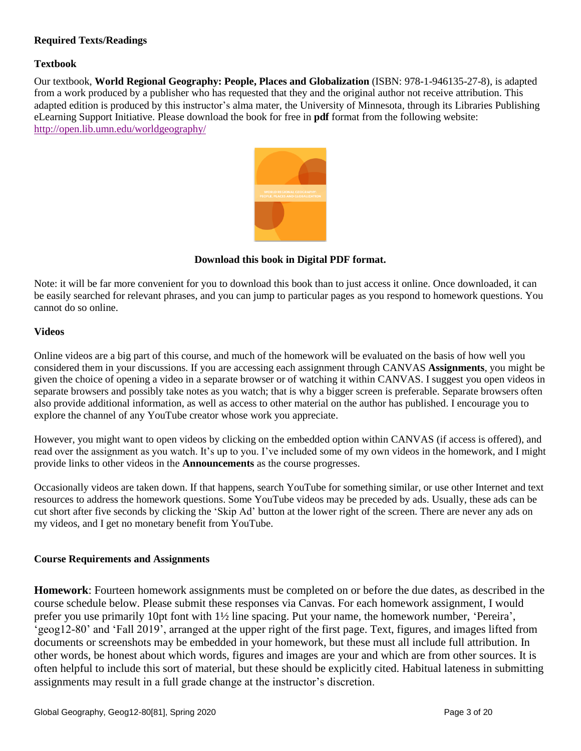### Required Texts/Readings

#### Textbook

Our textbook, **World Regional Geography: People, Places and Globalization** (ISBN: 978-1-946135-27-8), is adapted from a work produced by a publisher who has requested that they and the original author not receive attribution. This adapted edition is produced by this instructor's alma mater, the University of Minnesota, through its Libraries Publishing eLearning Support Initiative. Please download the book for free in **pdf** format from the following website: [http://open.lib.umn.edu/worldgeography/](http://open.lib.umn.edu/worldgeography/)

**Download this book in Digital PDF format.**

Note: it will be far more convenient for you to download this book than to just access it online. Once downloaded, it can be easily searched for relevant phrases, and you can jump to particular pages as you respond to homework questions. You cannot do so online.

#### Videos

Online videos are a big part of this course, and much of the homework will be evaluated on the basis of how well you considered them in your discussions. If you are accessing each assignment through CANVAS **Assignments**, you might be given the choice of opening a video in a separate browser or of watching it within CANVAS. I suggest you open videos in separate browsers and possibly take notes as you watch; that is why a bigger screen is preferable. Separate browsers often also provide additional information, as well as access to other material on the author has published. I encourage you to explore the channel of any YouTube creator whose work you appreciate.

However, you might want to open videos by clicking on the embedded option within CANVAS (if access is offered), and read over the assignment as you watch. It's up to you. I've included some of my own videos in the homework, and I might provide links to other videos in the **Announcements** as the course progresses.

Occasionally videos are taken down. If that happens, search YouTube for something similar, or use other Internet and text resources to address the homework questions. Some YouTube videos may be preceded by ads. Usually, these ads can be cut short after five seconds by clicking the 'Skip Ad' button at the lower right of the screen. There are never any ads on my videos, and I get no monetary benefit from YouTube.

### Course Requirements and Assignments

**Homework**: Fourteen homework assignments must be completed on or before the due dates, as described in the course schedule below. Please submit these responses via Canvas. For each homework assignment, I would prefer you use primarily 10pt font with 1½ line spacing. Put your name, the homework number, 'Pereira', 'geog12-80' and 'Fall 2019', arranged at the upper right of the first page. Text, figures, and images lifted from documents or screenshots may be embedded in your homework, but these must all include full attribution. In other words, be honest about which words, figures and images are your and which are from other sources. It is often helpful to include this sort of material, but these should be explicitly cited. Habitual lateness in submitting assignments may result in a full grade change at the instructor's discretion.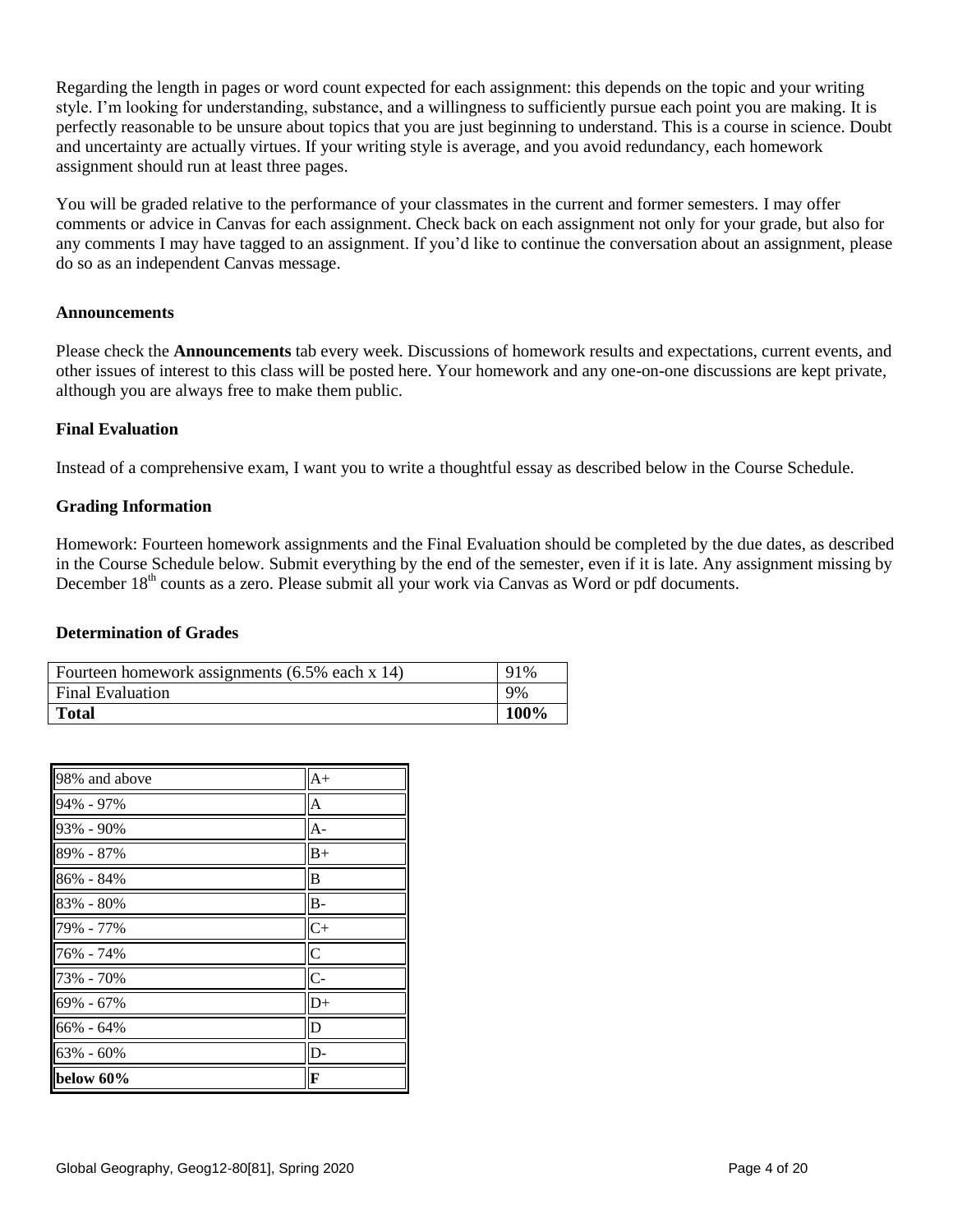Regarding the length in pages or word count expected for each assignment: this depends on the topic and your writing style. I'm looking for understanding, substance, and a willingness to sufficiently pursue each point you are making. It is perfectly reasonable to be unsure about topics that you are just beginning to understand. This is a course in science. Doubt and uncertainty are actually virtues. If your writing style is average, and you avoid redundancy, each homework assignment should run at least three pages.

You will be graded relative to the performance of your classmates in the current and former semesters. I may offer comments or advice in Canvas for each assignment. Check back on each assignment not only for your grade, but also for any comments I may have tagged to an assignment. If you'd like to continue the conversation about an assignment, please do so as an independent Canvas message.

### Announcements

Please check the **Announcements** tab every week. Discussions of homework results and expectations, current events, and other issues of interest to this class will be posted here. Your homework and any one-on-one discussions are kept private, although you are always free to make them public.

### Final Evaluation

Instead of a comprehensive exam, I want you to write a thoughtful essay as described below in the Course Schedule.

### Grading Information

Homework: Fourteen homework assignments and the Final Evaluation should be completed by the due dates, as described in the Course Schedule below. Submit everything by the end of the semester, even if it is late. Any assignment missing by December 18th counts as a zero. Please submit all your work via Canvas as Word or pdf documents.

### Determination of Grades

| Fourteen homework assignments (6.5% each x 14) | 91% |
|---|---|
| Final Evaluation | 9% |
| **Total** | **100%** |

| 98% and above | A+ |
|---|---|
| 94% - 97% | A |
| 93% - 90% | A- |
| 89% - 87% | B+ |
| 86% - 84% | B |
| 83% - 80% | B- |
| 79% - 77% | C+ |
| 76% - 74% | C |
| 73% - 70% | C- |
| 69% - 67% | D+ |
| 66% - 64% | D |
| 63% - 60% | D- |
| **below 60%** | **F** |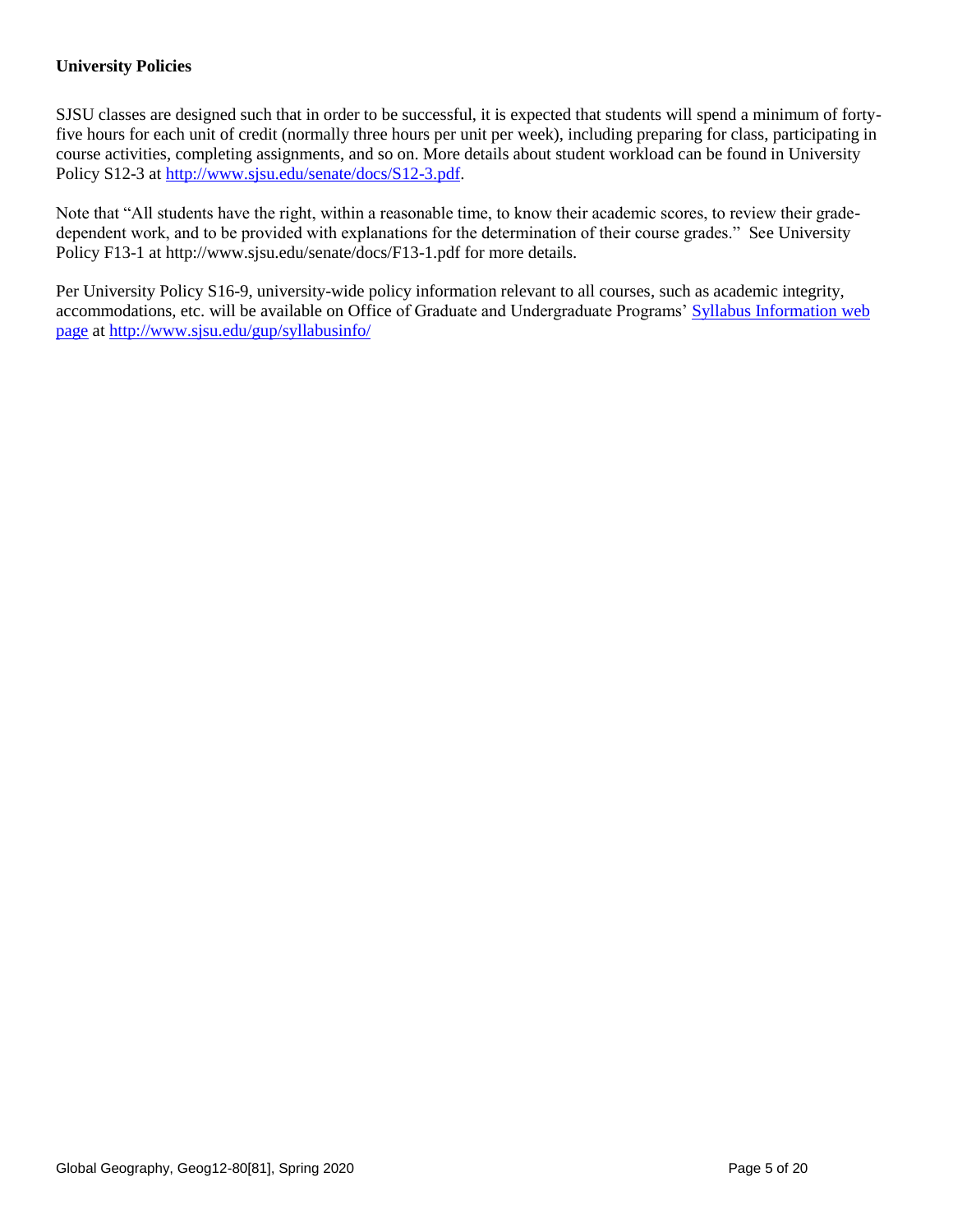**University Policies**

SJSU classes are designed such that in order to be successful, it is expected that students will spend a minimum of forty-five hours for each unit of credit (normally three hours per unit per week), including preparing for class, participating in course activities, completing assignments, and so on. More details about student workload can be found in University Policy S12-3 at [http://www.sjsu.edu/senate/docs/S12-3.pdf](http://www.sjsu.edu/senate/docs/S12-3.pdf).

Note that "All students have the right, within a reasonable time, to know their academic scores, to review their grade-dependent work, and to be provided with explanations for the determination of their course grades." See University Policy F13-1 at http://www.sjsu.edu/senate/docs/F13-1.pdf for more details.

Per University Policy S16-9, university-wide policy information relevant to all courses, such as academic integrity, accommodations, etc. will be available on Office of Graduate and Undergraduate Programs' [Syllabus Information web page](http://www.sjsu.edu/gup/syllabusinfo/) at [http://www.sjsu.edu/gup/syllabusinfo/](http://www.sjsu.edu/gup/syllabusinfo/)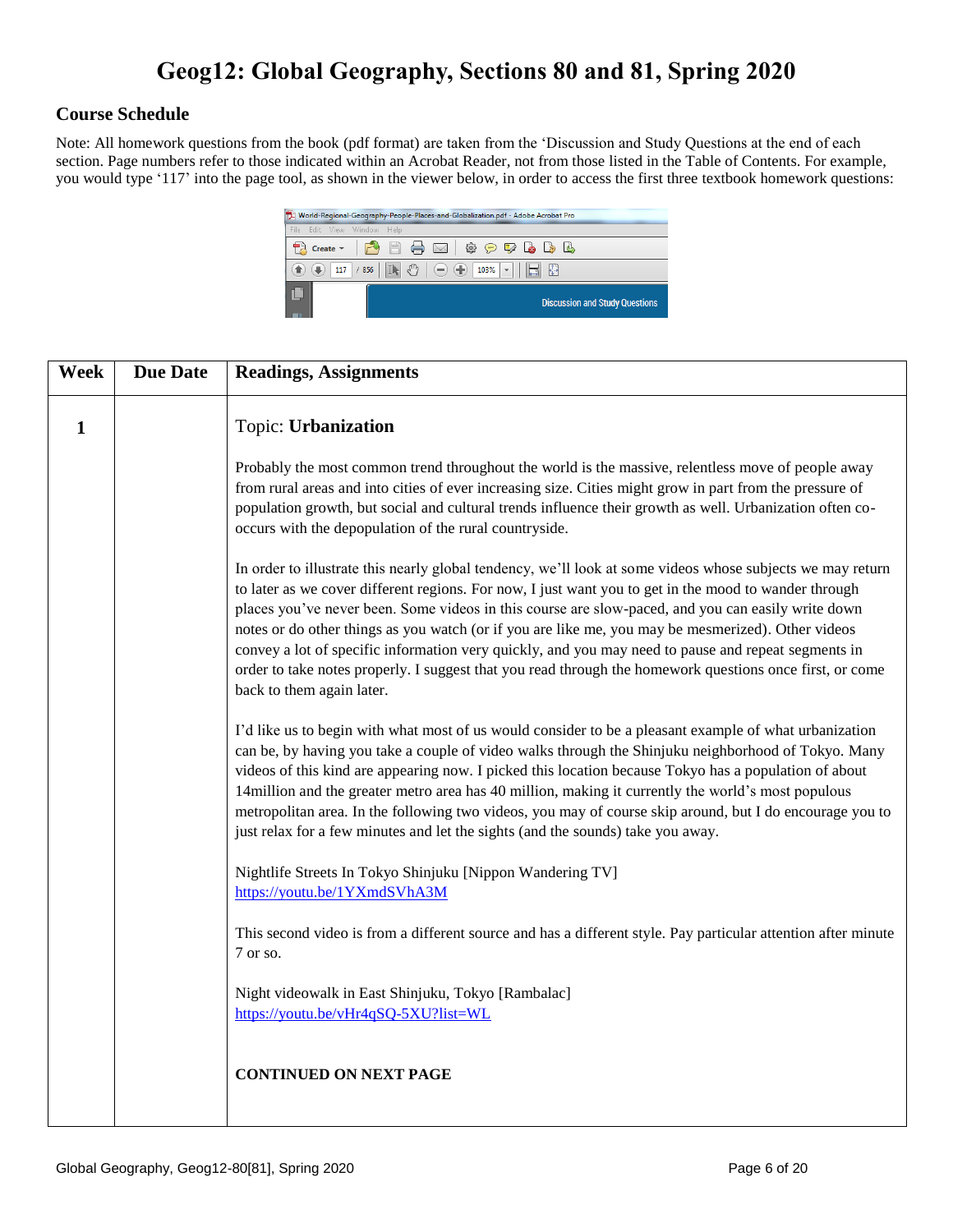# Geog12: Global Geography, Sections 80 and 81, Spring 2020

## Course Schedule

Note: All homework questions from the book (pdf format) are taken from the 'Discussion and Study Questions at the end of each section. Page numbers refer to those indicated within an Acrobat Reader, not from those listed in the Table of Contents. For example, you would type '117' into the page tool, as shown in the viewer below, in order to access the first three textbook homework questions:

| Week | Due Date | Readings, Assignments |
|---|---|---|
| 1 | | Topic: **Urbanization**<br><br>Probably the most common trend throughout the world is the massive, relentless move of people away from rural areas and into cities of ever increasing size. Cities might grow in part from the pressure of population growth, but social and cultural trends influence their growth as well. Urbanization often co-occurs with the depopulation of the rural countryside.<br><br>In order to illustrate this nearly global tendency, we'll look at some videos whose subjects we may return to later as we cover different regions. For now, I just want you to get in the mood to wander through places you've never been. Some videos in this course are slow-paced, and you can easily write down notes or do other things as you watch (or if you are like me, you may be mesmerized). Other videos convey a lot of specific information very quickly, and you may need to pause and repeat segments in order to take notes properly. I suggest that you read through the homework questions once first, or come back to them again later.<br><br>I'd like us to begin with what most of us would consider to be a pleasant example of what urbanization can be, by having you take a couple of video walks through the Shinjuku neighborhood of Tokyo. Many videos of this kind are appearing now. I picked this location because Tokyo has a population of about 14million and the greater metro area has 40 million, making it currently the world's most populous metropolitan area. In the following two videos, you may of course skip around, but I do encourage you to just relax for a few minutes and let the sights (and the sounds) take you away.<br><br>Nightlife Streets In Tokyo Shinjuku [Nippon Wandering TV]<br>https://youtu.be/1YXmdSVhA3M<br><br>This second video is from a different source and has a different style. Pay particular attention after minute 7 or so.<br><br>Night videowalk in East Shinjuku, Tokyo [Rambalac]<br>https://youtu.be/vHr4qSQ-5XU?list=WL<br><br>**CONTINUED ON NEXT PAGE** |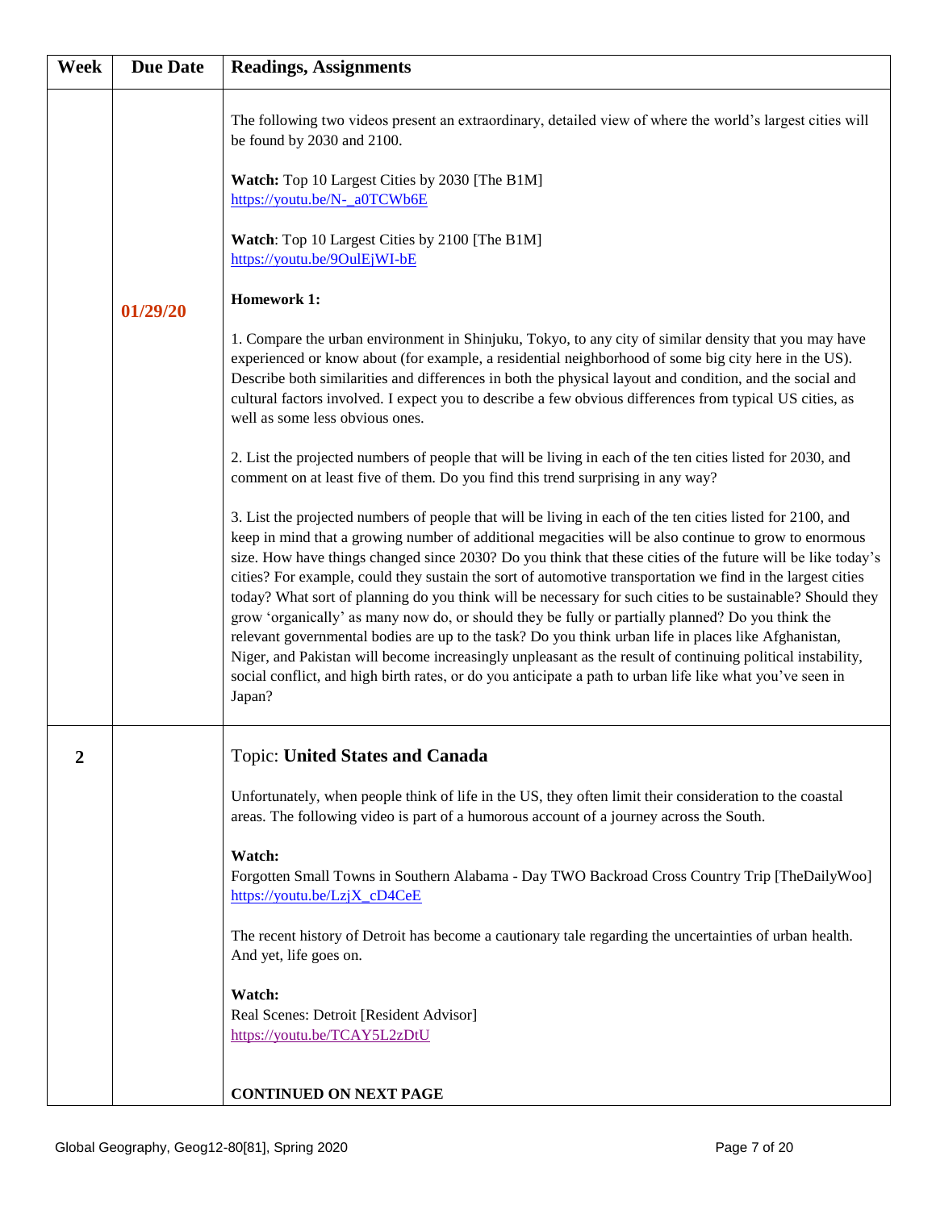| Week | Due Date | Readings, Assignments |
| --- | --- | --- |
| | 01/29/20 | The following two videos present an extraordinary, detailed view of where the world's largest cities will be found by 2030 and 2100.<br><br>**Watch:** Top 10 Largest Cities by 2030 [The B1M]<br>https://youtu.be/N-_a0TCWb6E<br><br>**Watch**: Top 10 Largest Cities by 2100 [The B1M]<br>https://youtu.be/9OulEjWI-bE<br><br>**Homework 1:**<br><br>1. Compare the urban environment in Shinjuku, Tokyo, to any city of similar density that you may have experienced or know about (for example, a residential neighborhood of some big city here in the US). Describe both similarities and differences in both the physical layout and condition, and the social and cultural factors involved. I expect you to describe a few obvious differences from typical US cities, as well as some less obvious ones.<br><br>2. List the projected numbers of people that will be living in each of the ten cities listed for 2030, and comment on at least five of them. Do you find this trend surprising in any way?<br><br>3. List the projected numbers of people that will be living in each of the ten cities listed for 2100, and keep in mind that a growing number of additional megacities will be also continue to grow to enormous size. How have things changed since 2030? Do you think that these cities of the future will be like today's cities? For example, could they sustain the sort of automotive transportation we find in the largest cities today? What sort of planning do you think will be necessary for such cities to be sustainable? Should they grow 'organically' as many now do, or should they be fully or partially planned? Do you think the relevant governmental bodies are up to the task? Do you think urban life in places like Afghanistan, Niger, and Pakistan will become increasingly unpleasant as the result of continuing political instability, social conflict, and high birth rates, or do you anticipate a path to urban life like what you've seen in Japan? |
| 2 | | Topic: **United States and Canada**<br><br>Unfortunately, when people think of life in the US, they often limit their consideration to the coastal areas. The following video is part of a humorous account of a journey across the South.<br><br>**Watch:**<br>Forgotten Small Towns in Southern Alabama - Day TWO Backroad Cross Country Trip [TheDailyWoo]<br>https://youtu.be/LzjX_cD4CeE<br><br>The recent history of Detroit has become a cautionary tale regarding the uncertainties of urban health. And yet, life goes on.<br><br>**Watch:**<br>Real Scenes: Detroit [Resident Advisor]<br>https://youtu.be/TCAY5L2zDtU<br><br>**CONTINUED ON NEXT PAGE** |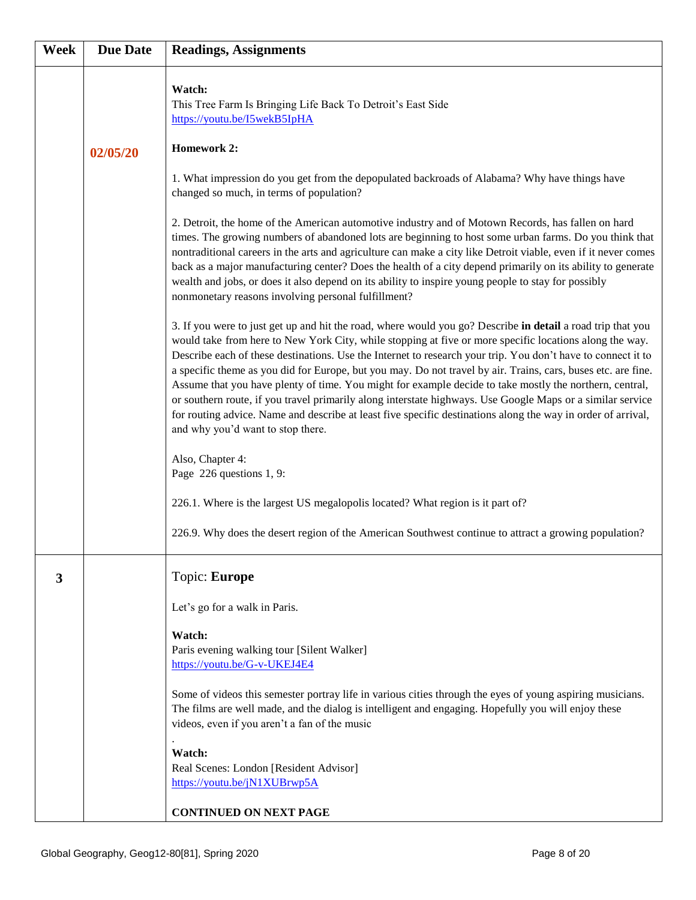| Week | Due Date | Readings, Assignments |
|---|---|---|
| | 02/05/20 | **Watch:**<br>This Tree Farm Is Bringing Life Back To Detroit's East Side<br>https://youtu.be/I5wekB5IpHA<br><br>**Homework 2:**<br><br>1. What impression do you get from the depopulated backroads of Alabama? Why have things have changed so much, in terms of population?<br><br>2. Detroit, the home of the American automotive industry and of Motown Records, has fallen on hard times. The growing numbers of abandoned lots are beginning to host some urban farms. Do you think that nontraditional careers in the arts and agriculture can make a city like Detroit viable, even if it never comes back as a major manufacturing center? Does the health of a city depend primarily on its ability to generate wealth and jobs, or does it also depend on its ability to inspire young people to stay for possibly nonmonetary reasons involving personal fulfillment?<br><br>3. If you were to just get up and hit the road, where would you go? Describe **in detail** a road trip that you would take from here to New York City, while stopping at five or more specific locations along the way. Describe each of these destinations. Use the Internet to research your trip. You don't have to connect it to a specific theme as you did for Europe, but you may. Do not travel by air. Trains, cars, buses etc. are fine. Assume that you have plenty of time. You might for example decide to take mostly the northern, central, or southern route, if you travel primarily along interstate highways. Use Google Maps or a similar service for routing advice. Name and describe at least five specific destinations along the way in order of arrival, and why you'd want to stop there.<br><br>Also, Chapter 4:<br>Page 226 questions 1, 9:<br><br>226.1. Where is the largest US megalopolis located? What region is it part of?<br><br>226.9. Why does the desert region of the American Southwest continue to attract a growing population? |
| 3 | | Topic: **Europe**<br><br>Let's go for a walk in Paris.<br><br>**Watch:**<br>Paris evening walking tour [Silent Walker]<br>https://youtu.be/G-v-UKEJ4E4<br><br>Some of videos this semester portray life in various cities through the eyes of young aspiring musicians. The films are well made, and the dialog is intelligent and engaging. Hopefully you will enjoy these videos, even if you aren't a fan of the music<br>.<br>**Watch:**<br>Real Scenes: London [Resident Advisor]<br>https://youtu.be/jN1XUBrwp5A<br><br>**CONTINUED ON NEXT PAGE** |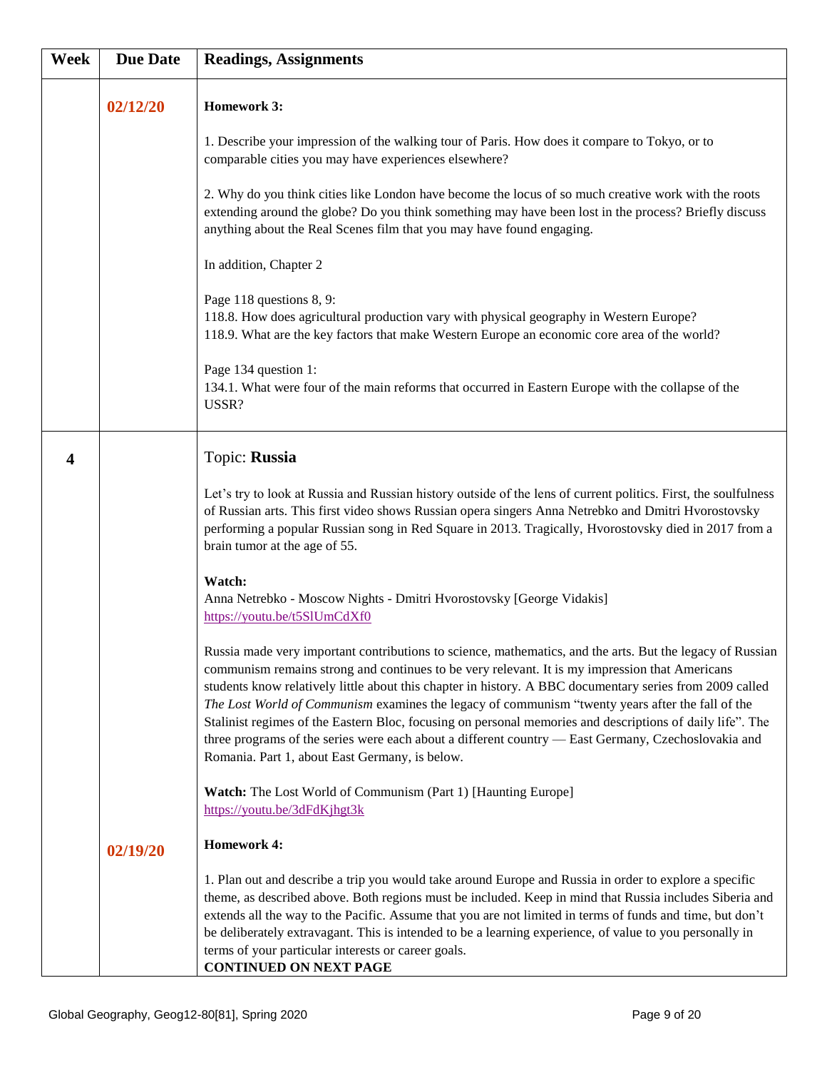| Week | Due Date | Readings, Assignments |
|---|---|---|
| | 02/12/20 | **Homework 3:**<br><br>1. Describe your impression of the walking tour of Paris. How does it compare to Tokyo, or to comparable cities you may have experiences elsewhere?<br><br>2. Why do you think cities like London have become the locus of so much creative work with the roots extending around the globe? Do you think something may have been lost in the process? Briefly discuss anything about the Real Scenes film that you may have found engaging.<br><br>In addition, Chapter 2<br><br>Page 118 questions 8, 9:<br>118.8. How does agricultural production vary with physical geography in Western Europe?<br>118.9. What are the key factors that make Western Europe an economic core area of the world?<br><br>Page 134 question 1:<br>134.1. What were four of the main reforms that occurred in Eastern Europe with the collapse of the USSR? |
| **4** | | Topic: **Russia**<br><br>Let's try to look at Russia and Russian history outside of the lens of current politics. First, the soulfulness of Russian arts. This first video shows Russian opera singers Anna Netrebko and Dmitri Hvorostovsky performing a popular Russian song in Red Square in 2013. Tragically, Hvorostovsky died in 2017 from a brain tumor at the age of 55.<br><br>**Watch:**<br>Anna Netrebko - Moscow Nights - Dmitri Hvorostovsky [George Vidakis]<br>https://youtu.be/t5SlUmCdXf0<br><br>Russia made very important contributions to science, mathematics, and the arts. But the legacy of Russian communism remains strong and continues to be very relevant. It is my impression that Americans students know relatively little about this chapter in history. A BBC documentary series from 2009 called *The Lost World of Communism* examines the legacy of communism "twenty years after the fall of the Stalinist regimes of the Eastern Bloc, focusing on personal memories and descriptions of daily life". The three programs of the series were each about a different country — East Germany, Czechoslovakia and Romania. Part 1, about East Germany, is below.<br><br>**Watch:** The Lost World of Communism (Part 1) [Haunting Europe]<br>https://youtu.be/3dFdKjhgt3k |
| | 02/19/20 | **Homework 4:**<br><br>1. Plan out and describe a trip you would take around Europe and Russia in order to explore a specific theme, as described above. Both regions must be included. Keep in mind that Russia includes Siberia and extends all the way to the Pacific. Assume that you are not limited in terms of funds and time, but don't be deliberately extravagant. This is intended to be a learning experience, of value to you personally in terms of your particular interests or career goals.<br>**CONTINUED ON NEXT PAGE** |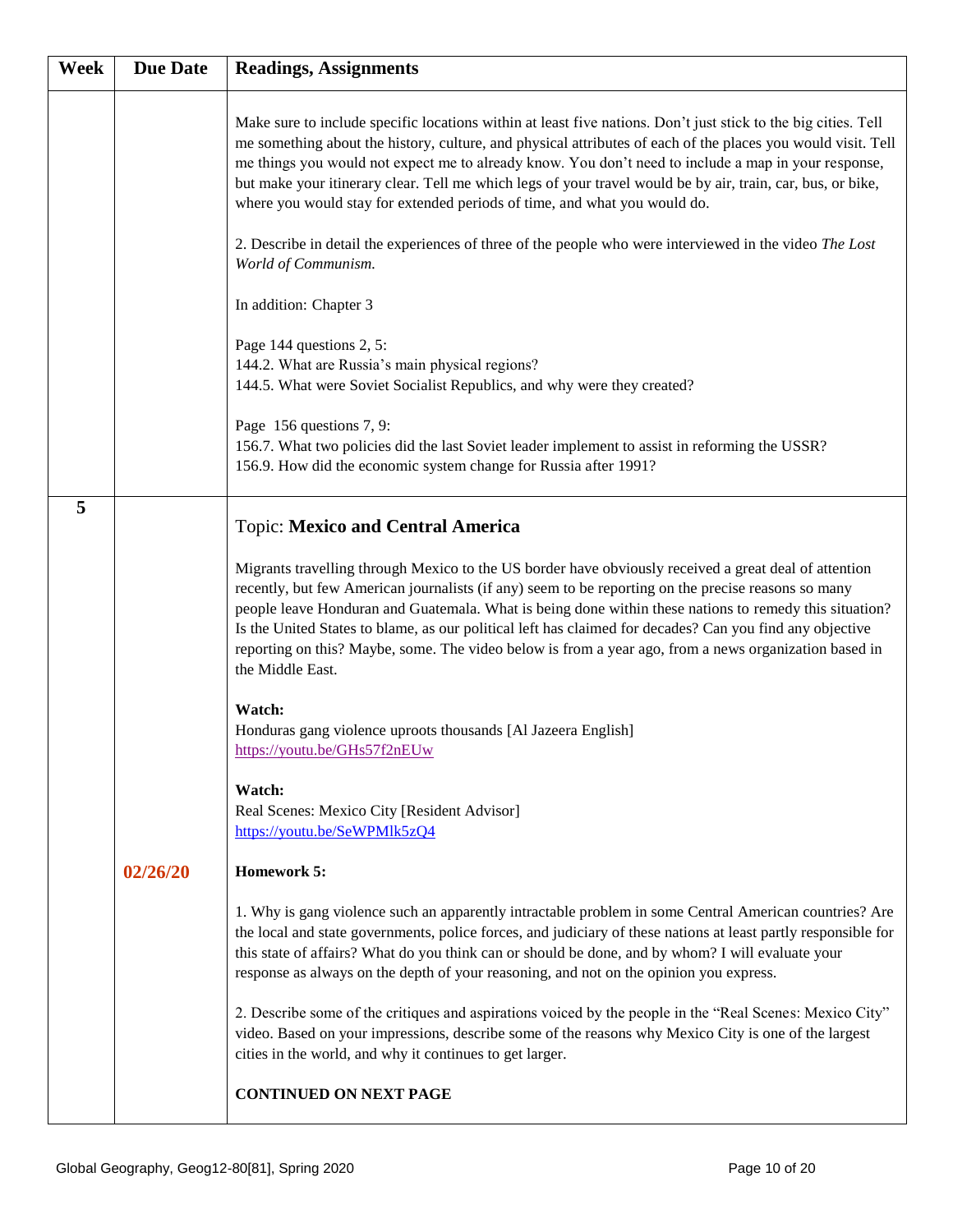| Week | Due Date | Readings, Assignments |
|---|---|---|
| | | Make sure to include specific locations within at least five nations. Don't just stick to the big cities. Tell me something about the history, culture, and physical attributes of each of the places you would visit. Tell me things you would not expect me to already know. You don't need to include a map in your response, but make your itinerary clear. Tell me which legs of your travel would be by air, train, car, bus, or bike, where you would stay for extended periods of time, and what you would do.<br><br>2. Describe in detail the experiences of three of the people who were interviewed in the video *The Lost World of Communism.*<br><br>In addition: Chapter 3<br><br>Page 144 questions 2, 5:<br>144.2. What are Russia's main physical regions?<br>144.5. What were Soviet Socialist Republics, and why were they created?<br><br>Page 156 questions 7, 9:<br>156.7. What two policies did the last Soviet leader implement to assist in reforming the USSR?<br>156.9. How did the economic system change for Russia after 1991? |
| **5** | **02/26/20** | Topic: **Mexico and Central America**<br><br>Migrants travelling through Mexico to the US border have obviously received a great deal of attention recently, but few American journalists (if any) seem to be reporting on the precise reasons so many people leave Honduran and Guatemala. What is being done within these nations to remedy this situation? Is the United States to blame, as our political left has claimed for decades? Can you find any objective reporting on this? Maybe, some. The video below is from a year ago, from a news organization based in the Middle East.<br><br>**Watch:**<br>Honduras gang violence uproots thousands [Al Jazeera English]<br>https://youtu.be/GHs57f2nEUw<br><br>**Watch:**<br>Real Scenes: Mexico City [Resident Advisor]<br>https://youtu.be/SeWPMlk5zQ4<br><br>**Homework 5:**<br><br>1. Why is gang violence such an apparently intractable problem in some Central American countries? Are the local and state governments, police forces, and judiciary of these nations at least partly responsible for this state of affairs? What do you think can or should be done, and by whom? I will evaluate your response as always on the depth of your reasoning, and not on the opinion you express.<br><br>2. Describe some of the critiques and aspirations voiced by the people in the "Real Scenes: Mexico City" video. Based on your impressions, describe some of the reasons why Mexico City is one of the largest cities in the world, and why it continues to get larger.<br><br>**CONTINUED ON NEXT PAGE** |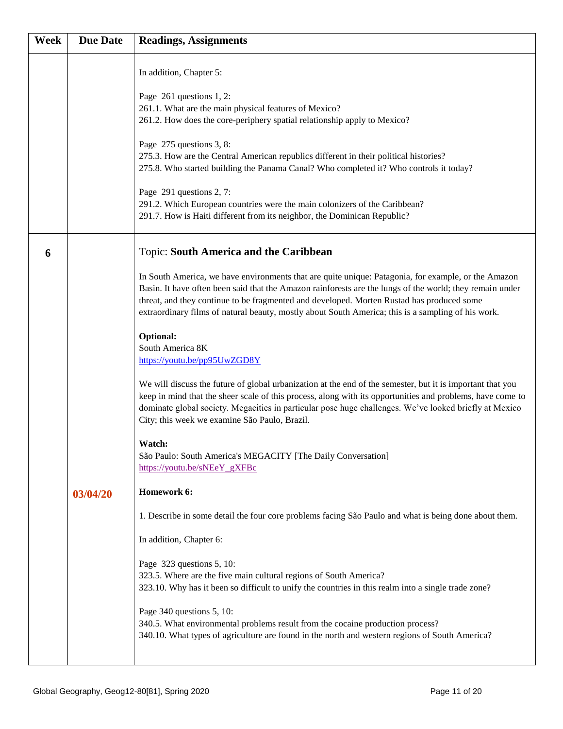| Week | Due Date | Readings, Assignments |
|---|---|---|
| | | In addition, Chapter 5:<br><br>Page 261 questions 1, 2:<br>261.1. What are the main physical features of Mexico?<br>261.2. How does the core-periphery spatial relationship apply to Mexico?<br><br>Page 275 questions 3, 8:<br>275.3. How are the Central American republics different in their political histories?<br>275.8. Who started building the Panama Canal? Who completed it? Who controls it today?<br><br>Page 291 questions 2, 7:<br>291.2. Which European countries were the main colonizers of the Caribbean?<br>291.7. How is Haiti different from its neighbor, the Dominican Republic? |
| **6** | **03/04/20** | Topic: **South America and the Caribbean**<br><br>In South America, we have environments that are quite unique: Patagonia, for example, or the Amazon Basin. It have often been said that the Amazon rainforests are the lungs of the world; they remain under threat, and they continue to be fragmented and developed. Morten Rustad has produced some extraordinary films of natural beauty, mostly about South America; this is a sampling of his work.<br><br>**Optional:**<br>South America 8K<br>https://youtu.be/pp95UwZGD8Y<br><br>We will discuss the future of global urbanization at the end of the semester, but it is important that you keep in mind that the sheer scale of this process, along with its opportunities and problems, have come to dominate global society. Megacities in particular pose huge challenges. We've looked briefly at Mexico City; this week we examine São Paulo, Brazil.<br><br>**Watch:**<br>São Paulo: South America's MEGACITY [The Daily Conversation]<br>https://youtu.be/sNEeY_gXFBc<br><br>**Homework 6:**<br><br>1. Describe in some detail the four core problems facing São Paulo and what is being done about them.<br><br>In addition, Chapter 6:<br><br>Page 323 questions 5, 10:<br>323.5. Where are the five main cultural regions of South America?<br>323.10. Why has it been so difficult to unify the countries in this realm into a single trade zone?<br><br>Page 340 questions 5, 10:<br>340.5. What environmental problems result from the cocaine production process?<br>340.10. What types of agriculture are found in the north and western regions of South America? |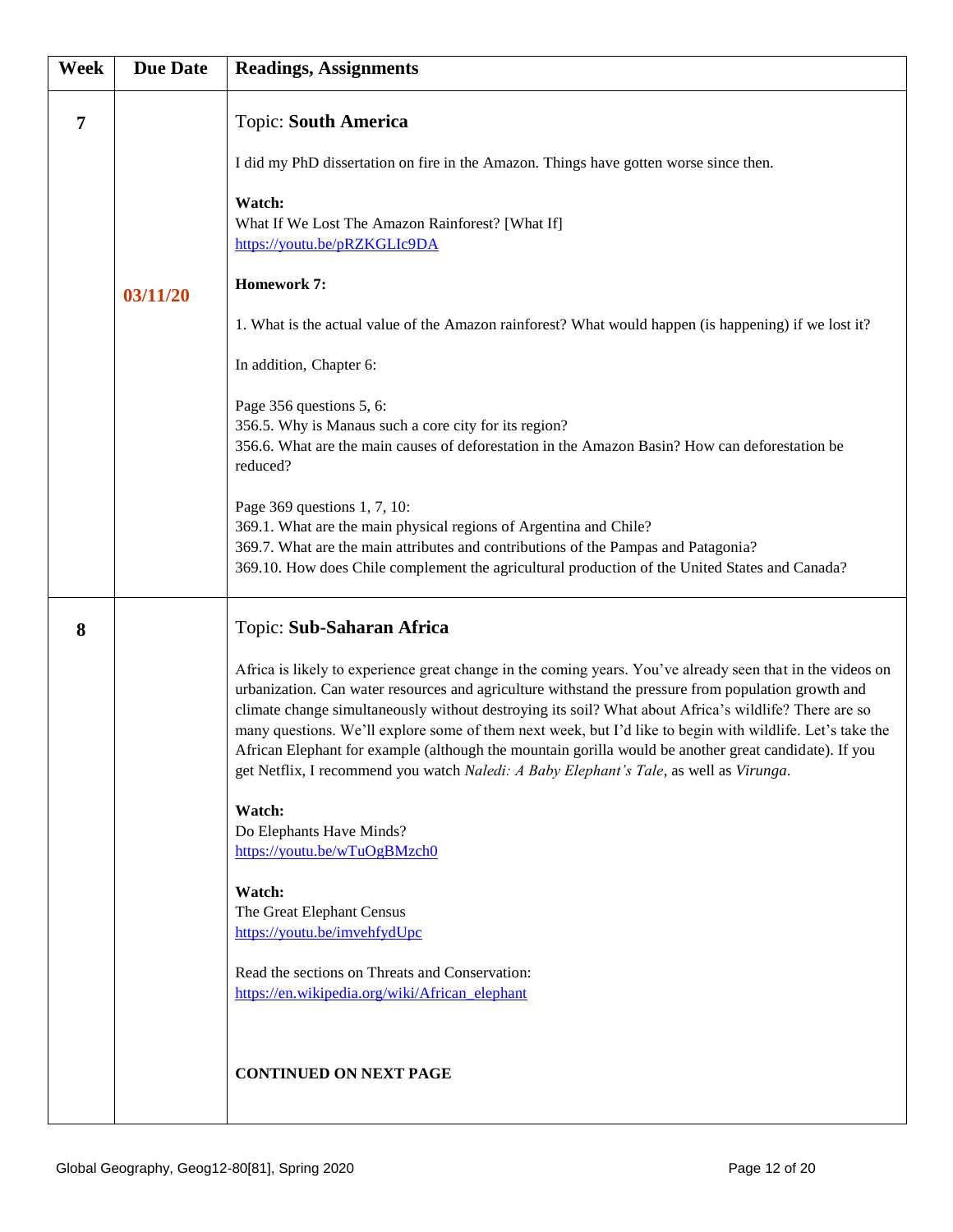| Week | Due Date | Readings, Assignments |
| --- | --- | --- |
| 7 | 03/11/20 | Topic: **South America**<br><br>I did my PhD dissertation on fire in the Amazon. Things have gotten worse since then.<br><br>**Watch:**<br>What If We Lost The Amazon Rainforest? [What If]<br>https://youtu.be/pRZKGLIc9DA<br><br>**Homework 7:**<br><br>1. What is the actual value of the Amazon rainforest? What would happen (is happening) if we lost it?<br><br>In addition, Chapter 6:<br><br>Page 356 questions 5, 6:<br>356.5. Why is Manaus such a core city for its region?<br>356.6. What are the main causes of deforestation in the Amazon Basin? How can deforestation be reduced?<br><br>Page 369 questions 1, 7, 10:<br>369.1. What are the main physical regions of Argentina and Chile?<br>369.7. What are the main attributes and contributions of the Pampas and Patagonia?<br>369.10. How does Chile complement the agricultural production of the United States and Canada? |
| 8 | | Topic: **Sub-Saharan Africa**<br><br>Africa is likely to experience great change in the coming years. You've already seen that in the videos on urbanization. Can water resources and agriculture withstand the pressure from population growth and climate change simultaneously without destroying its soil? What about Africa's wildlife? There are so many questions. We'll explore some of them next week, but I'd like to begin with wildlife. Let's take the African Elephant for example (although the mountain gorilla would be another great candidate). If you get Netflix, I recommend you watch *Naledi: A Baby Elephant's Tale*, as well as *Virunga*.<br><br>**Watch:**<br>Do Elephants Have Minds?<br>https://youtu.be/wTuOgBMzch0<br><br>**Watch:**<br>The Great Elephant Census<br>https://youtu.be/imvehfydUpc<br><br>Read the sections on Threats and Conservation:<br>https://en.wikipedia.org/wiki/African_elephant<br><br>**CONTINUED ON NEXT PAGE** |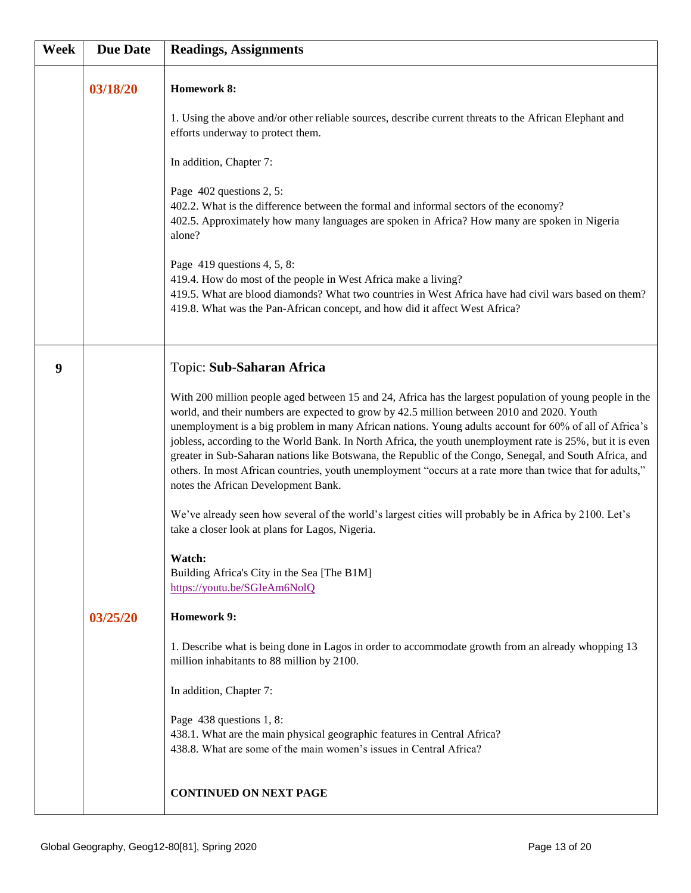| Week | Due Date | Readings, Assignments |
|---|---|---|
| | 03/18/20 | **Homework 8:**<br><br>1. Using the above and/or other reliable sources, describe current threats to the African Elephant and efforts underway to protect them.<br><br>In addition, Chapter 7:<br><br>Page 402 questions 2, 5:<br>402.2. What is the difference between the formal and informal sectors of the economy?<br>402.5. Approximately how many languages are spoken in Africa? How many are spoken in Nigeria alone?<br><br>Page 419 questions 4, 5, 8:<br>419.4. How do most of the people in West Africa make a living?<br>419.5. What are blood diamonds? What two countries in West Africa have had civil wars based on them?<br>419.8. What was the Pan-African concept, and how did it affect West Africa? |
| 9 | | Topic: **Sub-Saharan Africa**<br><br>With 200 million people aged between 15 and 24, Africa has the largest population of young people in the world, and their numbers are expected to grow by 42.5 million between 2010 and 2020. Youth unemployment is a big problem in many African nations. Young adults account for 60% of all of Africa's jobless, according to the World Bank. In North Africa, the youth unemployment rate is 25%, but it is even greater in Sub-Saharan nations like Botswana, the Republic of the Congo, Senegal, and South Africa, and others. In most African countries, youth unemployment "occurs at a rate more than twice that for adults," notes the African Development Bank.<br><br>We've already seen how several of the world's largest cities will probably be in Africa by 2100. Let's take a closer look at plans for Lagos, Nigeria.<br><br>**Watch:**<br>Building Africa's City in the Sea [The B1M]<br>https://youtu.be/SGIeAm6NolQ |
| | 03/25/20 | **Homework 9:**<br><br>1. Describe what is being done in Lagos in order to accommodate growth from an already whopping 13 million inhabitants to 88 million by 2100.<br><br>In addition, Chapter 7:<br><br>Page 438 questions 1, 8:<br>438.1. What are the main physical geographic features in Central Africa?<br>438.8. What are some of the main women's issues in Central Africa?<br><br>**CONTINUED ON NEXT PAGE** |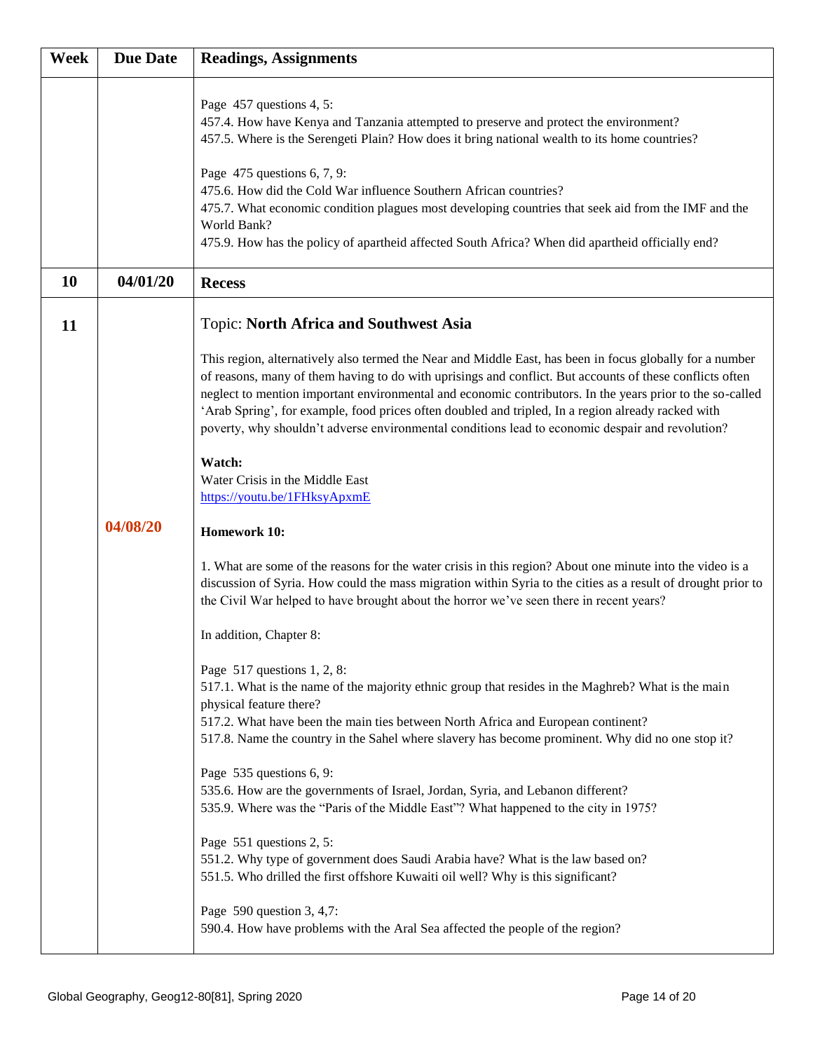| Week | Due Date | Readings, Assignments |
|---|---|---|
| | | Page 457 questions 4, 5:<br>457.4. How have Kenya and Tanzania attempted to preserve and protect the environment?<br>457.5. Where is the Serengeti Plain? How does it bring national wealth to its home countries?<br><br>Page 475 questions 6, 7, 9:<br>475.6. How did the Cold War influence Southern African countries?<br>475.7. What economic condition plagues most developing countries that seek aid from the IMF and the World Bank?<br>475.9. How has the policy of apartheid affected South Africa? When did apartheid officially end? |
| **10** | **04/01/20** | **Recess** |
| **11** | **04/08/20** | Topic: **North Africa and Southwest Asia**<br><br>This region, alternatively also termed the Near and Middle East, has been in focus globally for a number of reasons, many of them having to do with uprisings and conflict. But accounts of these conflicts often neglect to mention important environmental and economic contributors. In the years prior to the so-called 'Arab Spring', for example, food prices often doubled and tripled, In a region already racked with poverty, why shouldn't adverse environmental conditions lead to economic despair and revolution?<br><br>**Watch:**<br>Water Crisis in the Middle East<br>[https://youtu.be/1FHksyApxmE](https://youtu.be/1FHksyApxmE)<br><br>**Homework 10:**<br><br>1. What are some of the reasons for the water crisis in this region? About one minute into the video is a discussion of Syria. How could the mass migration within Syria to the cities as a result of drought prior to the Civil War helped to have brought about the horror we've seen there in recent years?<br><br>In addition, Chapter 8:<br><br>Page 517 questions 1, 2, 8:<br>517.1. What is the name of the majority ethnic group that resides in the Maghreb? What is the main physical feature there?<br>517.2. What have been the main ties between North Africa and European continent?<br>517.8. Name the country in the Sahel where slavery has become prominent. Why did no one stop it?<br><br>Page 535 questions 6, 9:<br>535.6. How are the governments of Israel, Jordan, Syria, and Lebanon different?<br>535.9. Where was the "Paris of the Middle East"? What happened to the city in 1975?<br><br>Page 551 questions 2, 5:<br>551.2. Why type of government does Saudi Arabia have? What is the law based on?<br>551.5. Who drilled the first offshore Kuwaiti oil well? Why is this significant?<br><br>Page 590 question 3, 4,7:<br>590.4. How have problems with the Aral Sea affected the people of the region? |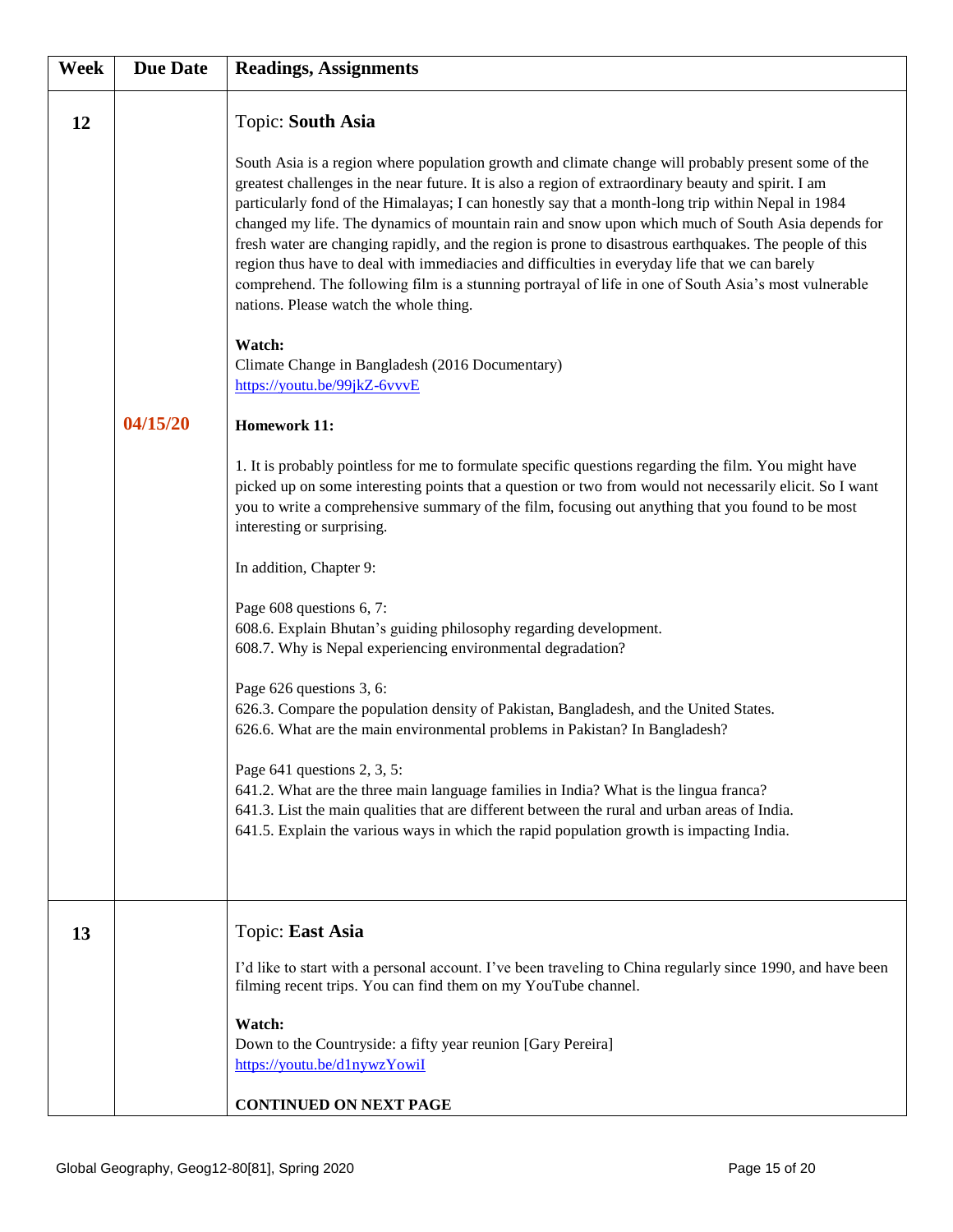| Week | Due Date | Readings, Assignments |
|---|---|---|
| 12 | | Topic: **South Asia**<br><br>South Asia is a region where population growth and climate change will probably present some of the greatest challenges in the near future. It is also a region of extraordinary beauty and spirit. I am particularly fond of the Himalayas; I can honestly say that a month-long trip within Nepal in 1984 changed my life. The dynamics of mountain rain and snow upon which much of South Asia depends for fresh water are changing rapidly, and the region is prone to disastrous earthquakes. The people of this region thus have to deal with immediacies and difficulties in everyday life that we can barely comprehend. The following film is a stunning portrayal of life in one of South Asia's most vulnerable nations. Please watch the whole thing.<br><br>**Watch:**<br>Climate Change in Bangladesh (2016 Documentary)<br>https://youtu.be/99jkZ-6vvvE |
| | 04/15/20 | **Homework 11:**<br><br>1. It is probably pointless for me to formulate specific questions regarding the film. You might have picked up on some interesting points that a question or two from would not necessarily elicit. So I want you to write a comprehensive summary of the film, focusing out anything that you found to be most interesting or surprising.<br><br>In addition, Chapter 9:<br><br>Page 608 questions 6, 7:<br>608.6. Explain Bhutan's guiding philosophy regarding development.<br>608.7. Why is Nepal experiencing environmental degradation?<br><br>Page 626 questions 3, 6:<br>626.3. Compare the population density of Pakistan, Bangladesh, and the United States.<br>626.6. What are the main environmental problems in Pakistan? In Bangladesh?<br><br>Page 641 questions 2, 3, 5:<br>641.2. What are the three main language families in India? What is the lingua franca?<br>641.3. List the main qualities that are different between the rural and urban areas of India.<br>641.5. Explain the various ways in which the rapid population growth is impacting India. |
| 13 | | Topic: **East Asia**<br><br>I'd like to start with a personal account. I've been traveling to China regularly since 1990, and have been filming recent trips. You can find them on my YouTube channel.<br><br>**Watch:**<br>Down to the Countryside: a fifty year reunion [Gary Pereira]<br>https://youtu.be/d1nywzYowiI<br><br>**CONTINUED ON NEXT PAGE** |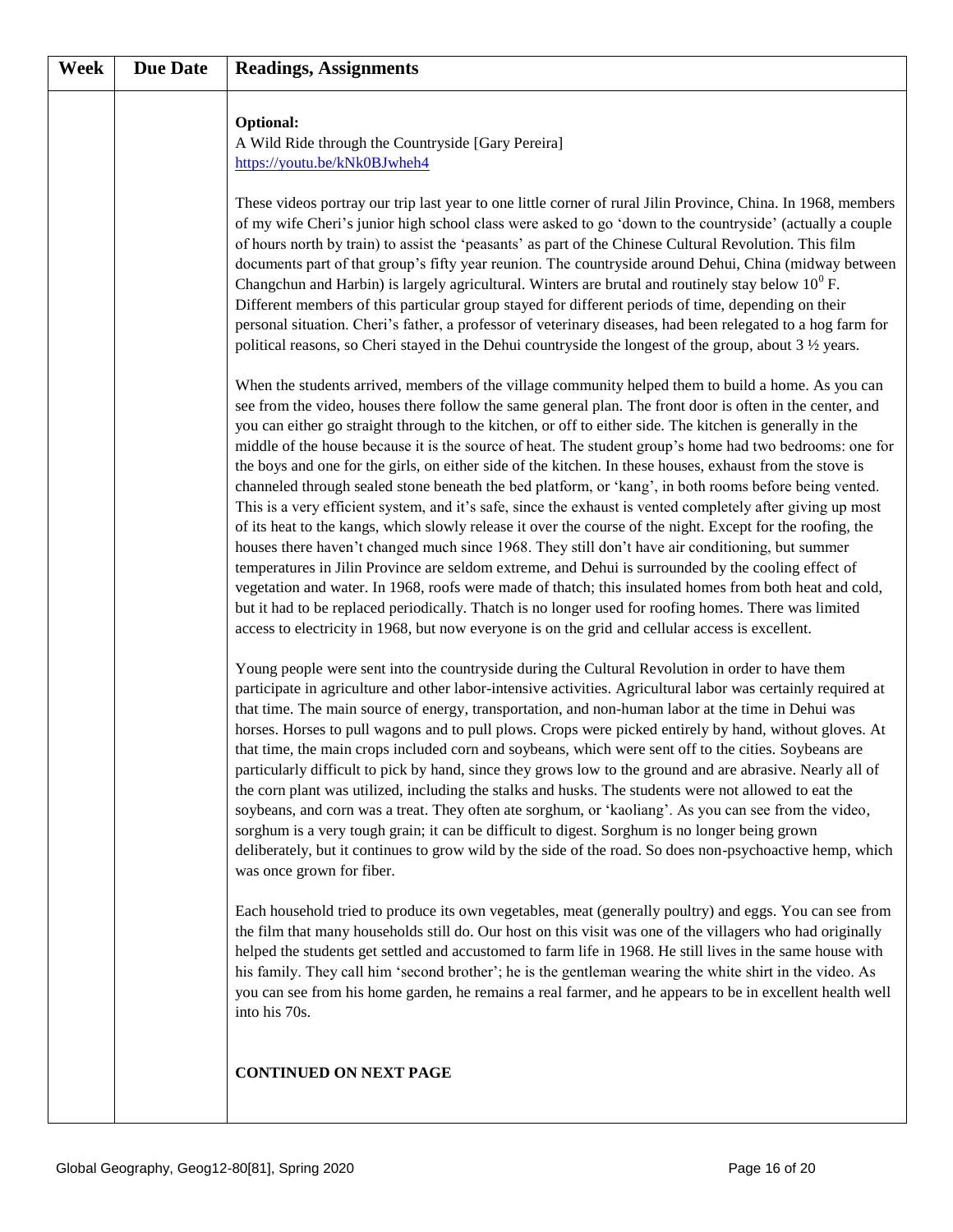| Week | Due Date | Readings, Assignments |
|---|---|---|
| | | **Optional:**<br>A Wild Ride through the Countryside [Gary Pereira]<br>https://youtu.be/kNk0BJwheh4<br><br>These videos portray our trip last year to one little corner of rural Jilin Province, China. In 1968, members of my wife Cheri's junior high school class were asked to go 'down to the countryside' (actually a couple of hours north by train) to assist the 'peasants' as part of the Chinese Cultural Revolution. This film documents part of that group's fifty year reunion. The countryside around Dehui, China (midway between Changchun and Harbin) is largely agricultural. Winters are brutal and routinely stay below $10^0$ F. Different members of this particular group stayed for different periods of time, depending on their personal situation. Cheri's father, a professor of veterinary diseases, had been relegated to a hog farm for political reasons, so Cheri stayed in the Dehui countryside the longest of the group, about 3 ½ years.<br><br>When the students arrived, members of the village community helped them to build a home. As you can see from the video, houses there follow the same general plan. The front door is often in the center, and you can either go straight through to the kitchen, or off to either side. The kitchen is generally in the middle of the house because it is the source of heat. The student group's home had two bedrooms: one for the boys and one for the girls, on either side of the kitchen. In these houses, exhaust from the stove is channeled through sealed stone beneath the bed platform, or 'kang', in both rooms before being vented. This is a very efficient system, and it's safe, since the exhaust is vented completely after giving up most of its heat to the kangs, which slowly release it over the course of the night. Except for the roofing, the houses there haven't changed much since 1968. They still don't have air conditioning, but summer temperatures in Jilin Province are seldom extreme, and Dehui is surrounded by the cooling effect of vegetation and water. In 1968, roofs were made of thatch; this insulated homes from both heat and cold, but it had to be replaced periodically. Thatch is no longer used for roofing homes. There was limited access to electricity in 1968, but now everyone is on the grid and cellular access is excellent.<br><br>Young people were sent into the countryside during the Cultural Revolution in order to have them participate in agriculture and other labor-intensive activities. Agricultural labor was certainly required at that time. The main source of energy, transportation, and non-human labor at the time in Dehui was horses. Horses to pull wagons and to pull plows. Crops were picked entirely by hand, without gloves. At that time, the main crops included corn and soybeans, which were sent off to the cities. Soybeans are particularly difficult to pick by hand, since they grows low to the ground and are abrasive. Nearly all of the corn plant was utilized, including the stalks and husks. The students were not allowed to eat the soybeans, and corn was a treat. They often ate sorghum, or 'kaoliang'. As you can see from the video, sorghum is a very tough grain; it can be difficult to digest. Sorghum is no longer being grown deliberately, but it continues to grow wild by the side of the road. So does non-psychoactive hemp, which was once grown for fiber.<br><br>Each household tried to produce its own vegetables, meat (generally poultry) and eggs. You can see from the film that many households still do. Our host on this visit was one of the villagers who had originally helped the students get settled and accustomed to farm life in 1968. He still lives in the same house with his family. They call him 'second brother'; he is the gentleman wearing the white shirt in the video. As you can see from his home garden, he remains a real farmer, and he appears to be in excellent health well into his 70s.<br><br>**CONTINUED ON NEXT PAGE** |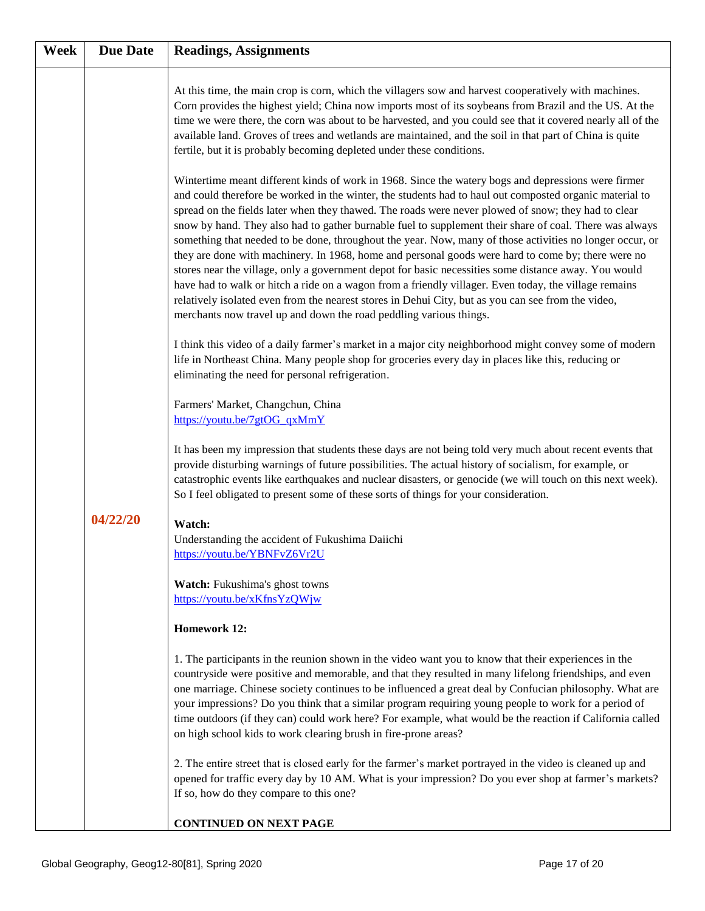| Week | Due Date | Readings, Assignments |
|---|---|---|
| | 04/22/20 | At this time, the main crop is corn, which the villagers sow and harvest cooperatively with machines. Corn provides the highest yield; China now imports most of its soybeans from Brazil and the US. At the time we were there, the corn was about to be harvested, and you could see that it covered nearly all of the available land. Groves of trees and wetlands are maintained, and the soil in that part of China is quite fertile, but it is probably becoming depleted under these conditions.<br><br>Wintertime meant different kinds of work in 1968. Since the watery bogs and depressions were firmer and could therefore be worked in the winter, the students had to haul out composted organic material to spread on the fields later when they thawed. The roads were never plowed of snow; they had to clear snow by hand. They also had to gather burnable fuel to supplement their share of coal. There was always something that needed to be done, throughout the year. Now, many of those activities no longer occur, or they are done with machinery. In 1968, home and personal goods were hard to come by; there were no stores near the village, only a government depot for basic necessities some distance away. You would have had to walk or hitch a ride on a wagon from a friendly villager. Even today, the village remains relatively isolated even from the nearest stores in Dehui City, but as you can see from the video, merchants now travel up and down the road peddling various things.<br><br>I think this video of a daily farmer's market in a major city neighborhood might convey some of modern life in Northeast China. Many people shop for groceries every day in places like this, reducing or eliminating the need for personal refrigeration.<br><br>Farmers' Market, Changchun, China<br>https://youtu.be/7gtOG_qxMmY<br><br>It has been my impression that students these days are not being told very much about recent events that provide disturbing warnings of future possibilities. The actual history of socialism, for example, or catastrophic events like earthquakes and nuclear disasters, or genocide (we will touch on this next week). So I feel obligated to present some of these sorts of things for your consideration.<br><br>**Watch:**<br>Understanding the accident of Fukushima Daiichi<br>https://youtu.be/YBNFvZ6Vr2U<br><br>**Watch:** Fukushima's ghost towns<br>https://youtu.be/xKfnsYzQWjw<br><br>**Homework 12:**<br><br>1. The participants in the reunion shown in the video want you to know that their experiences in the countryside were positive and memorable, and that they resulted in many lifelong friendships, and even one marriage. Chinese society continues to be influenced a great deal by Confucian philosophy. What are your impressions? Do you think that a similar program requiring young people to work for a period of time outdoors (if they can) could work here? For example, what would be the reaction if California called on high school kids to work clearing brush in fire-prone areas?<br><br>2. The entire street that is closed early for the farmer's market portrayed in the video is cleaned up and opened for traffic every day by 10 AM. What is your impression? Do you ever shop at farmer's markets? If so, how do they compare to this one?<br><br>**CONTINUED ON NEXT PAGE** |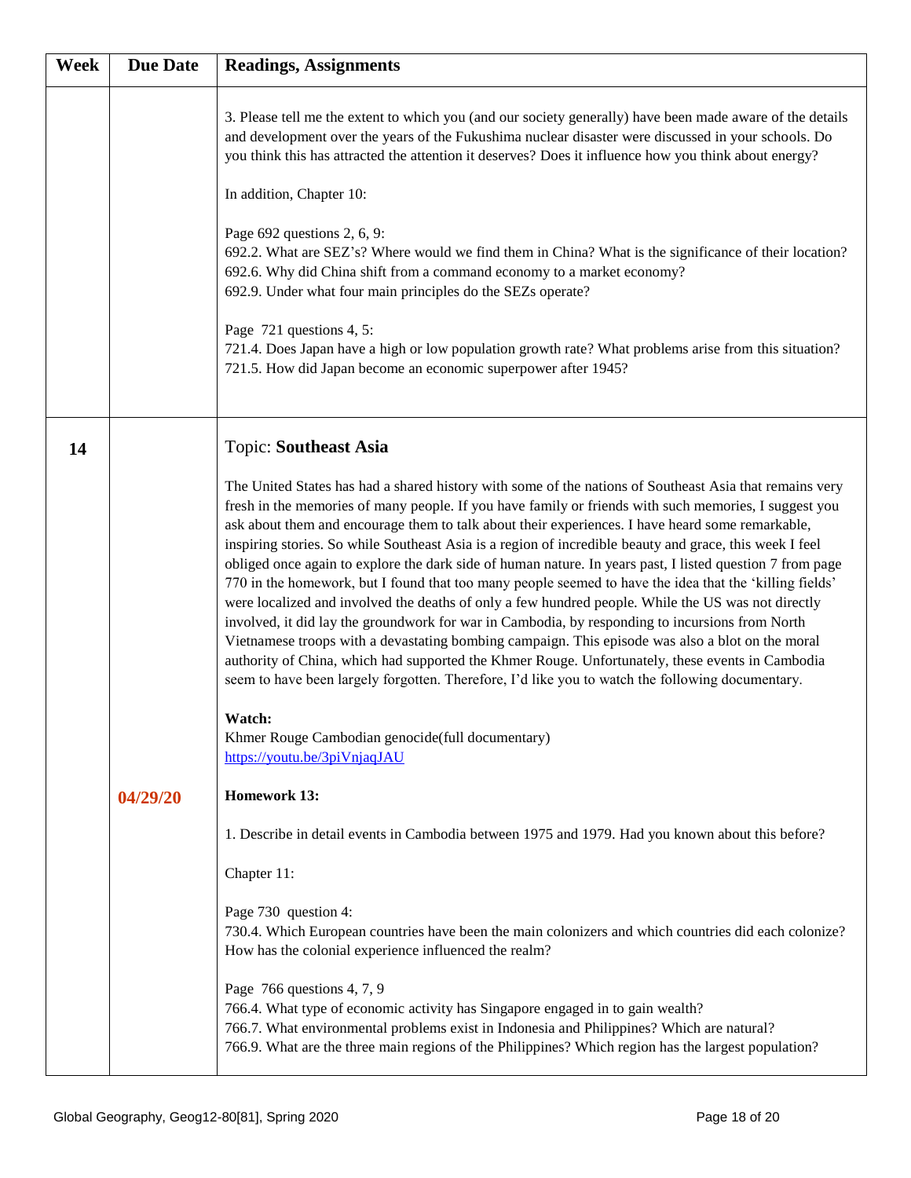| Week | Due Date | Readings, Assignments |
|---|---|---|
| | | 3. Please tell me the extent to which you (and our society generally) have been made aware of the details and development over the years of the Fukushima nuclear disaster were discussed in your schools. Do you think this has attracted the attention it deserves? Does it influence how you think about energy?<br><br>In addition, Chapter 10:<br><br>Page 692 questions 2, 6, 9:<br>692.2. What are SEZ's? Where would we find them in China? What is the significance of their location?<br>692.6. Why did China shift from a command economy to a market economy?<br>692.9. Under what four main principles do the SEZs operate?<br><br>Page 721 questions 4, 5:<br>721.4. Does Japan have a high or low population growth rate? What problems arise from this situation?<br>721.5. How did Japan become an economic superpower after 1945? |
| **14** | **04/29/20** | Topic: **Southeast Asia**<br><br>The United States has had a shared history with some of the nations of Southeast Asia that remains very fresh in the memories of many people. If you have family or friends with such memories, I suggest you ask about them and encourage them to talk about their experiences. I have heard some remarkable, inspiring stories. So while Southeast Asia is a region of incredible beauty and grace, this week I feel obliged once again to explore the dark side of human nature. In years past, I listed question 7 from page 770 in the homework, but I found that too many people seemed to have the idea that the 'killing fields' were localized and involved the deaths of only a few hundred people. While the US was not directly involved, it did lay the groundwork for war in Cambodia, by responding to incursions from North Vietnamese troops with a devastating bombing campaign. This episode was also a blot on the moral authority of China, which had supported the Khmer Rouge. Unfortunately, these events in Cambodia seem to have been largely forgotten. Therefore, I'd like you to watch the following documentary.<br><br>**Watch:**<br>Khmer Rouge Cambodian genocide(full documentary)<br>https://youtu.be/3piVnjaqJAU<br><br>**Homework 13:**<br><br>1. Describe in detail events in Cambodia between 1975 and 1979. Had you known about this before?<br><br>Chapter 11:<br><br>Page 730 question 4:<br>730.4. Which European countries have been the main colonizers and which countries did each colonize? How has the colonial experience influenced the realm?<br><br>Page 766 questions 4, 7, 9<br>766.4. What type of economic activity has Singapore engaged in to gain wealth?<br>766.7. What environmental problems exist in Indonesia and Philippines? Which are natural?<br>766.9. What are the three main regions of the Philippines? Which region has the largest population? |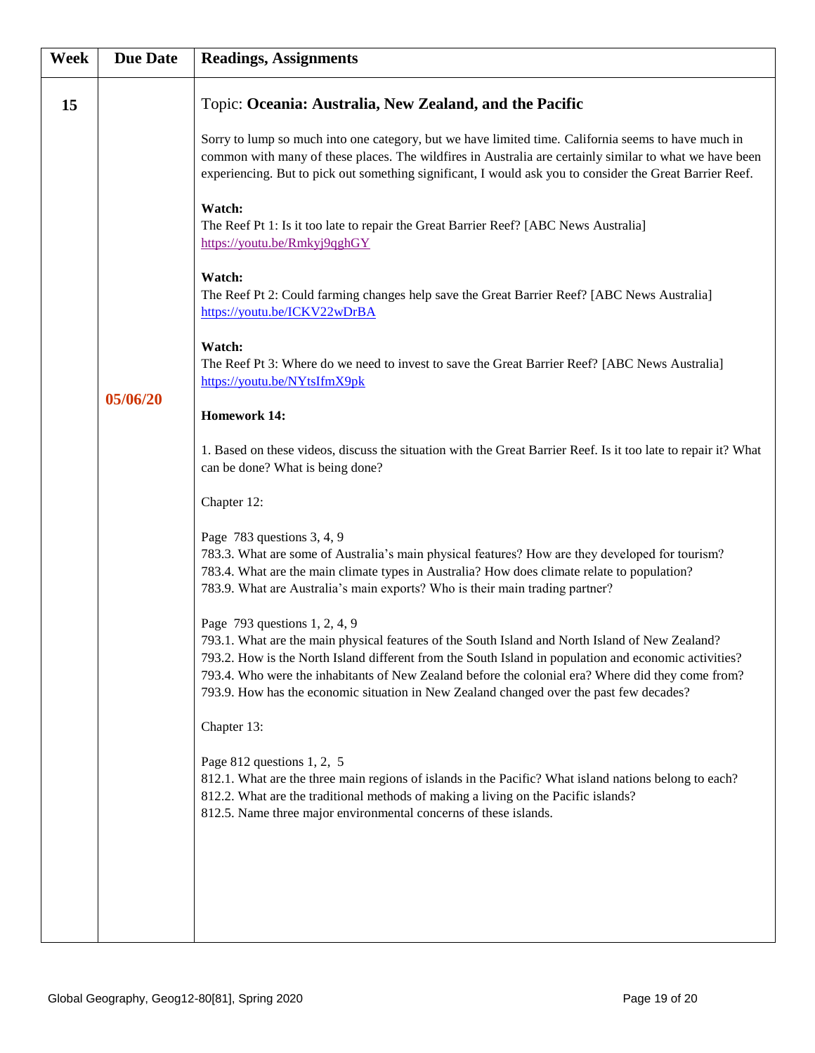| Week | Due Date | Readings, Assignments |
| --- | --- | --- |
| 15 | 05/06/20 | Topic: **Oceania: Australia, New Zealand, and the Pacific**<br><br>Sorry to lump so much into one category, but we have limited time. California seems to have much in common with many of these places. The wildfires in Australia are certainly similar to what we have been experiencing. But to pick out something significant, I would ask you to consider the Great Barrier Reef.<br><br>**Watch:**<br>The Reef Pt 1: Is it too late to repair the Great Barrier Reef? [ABC News Australia]<br>https://youtu.be/Rmkyj9qghGY<br><br>**Watch:**<br>The Reef Pt 2: Could farming changes help save the Great Barrier Reef? [ABC News Australia]<br>https://youtu.be/ICKV22wDrBA<br><br>**Watch:**<br>The Reef Pt 3: Where do we need to invest to save the Great Barrier Reef? [ABC News Australia]<br>https://youtu.be/NYtsIfmX9pk<br><br>**Homework 14:**<br><br>1. Based on these videos, discuss the situation with the Great Barrier Reef. Is it too late to repair it? What can be done? What is being done?<br><br>Chapter 12:<br><br>Page 783 questions 3, 4, 9<br>783.3. What are some of Australia's main physical features? How are they developed for tourism?<br>783.4. What are the main climate types in Australia? How does climate relate to population?<br>783.9. What are Australia's main exports? Who is their main trading partner?<br><br>Page 793 questions 1, 2, 4, 9<br>793.1. What are the main physical features of the South Island and North Island of New Zealand?<br>793.2. How is the North Island different from the South Island in population and economic activities?<br>793.4. Who were the inhabitants of New Zealand before the colonial era? Where did they come from?<br>793.9. How has the economic situation in New Zealand changed over the past few decades?<br><br>Chapter 13:<br><br>Page 812 questions 1, 2, 5<br>812.1. What are the three main regions of islands in the Pacific? What island nations belong to each?<br>812.2. What are the traditional methods of making a living on the Pacific islands?<br>812.5. Name three major environmental concerns of these islands. |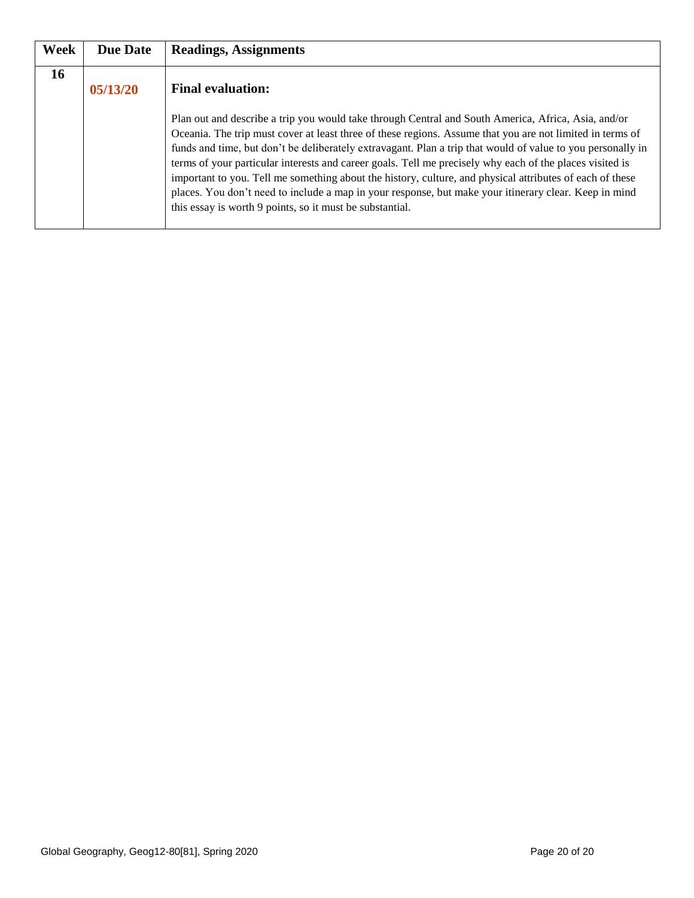| Week | Due Date | Readings, Assignments |
|---|---|---|
| 16 | 05/13/20 | **Final evaluation:**<br><br>Plan out and describe a trip you would take through Central and South America, Africa, Asia, and/or Oceania. The trip must cover at least three of these regions. Assume that you are not limited in terms of funds and time, but don't be deliberately extravagant. Plan a trip that would of value to you personally in terms of your particular interests and career goals. Tell me precisely why each of the places visited is important to you. Tell me something about the history, culture, and physical attributes of each of these places. You don't need to include a map in your response, but make your itinerary clear. Keep in mind this essay is worth 9 points, so it must be substantial. |